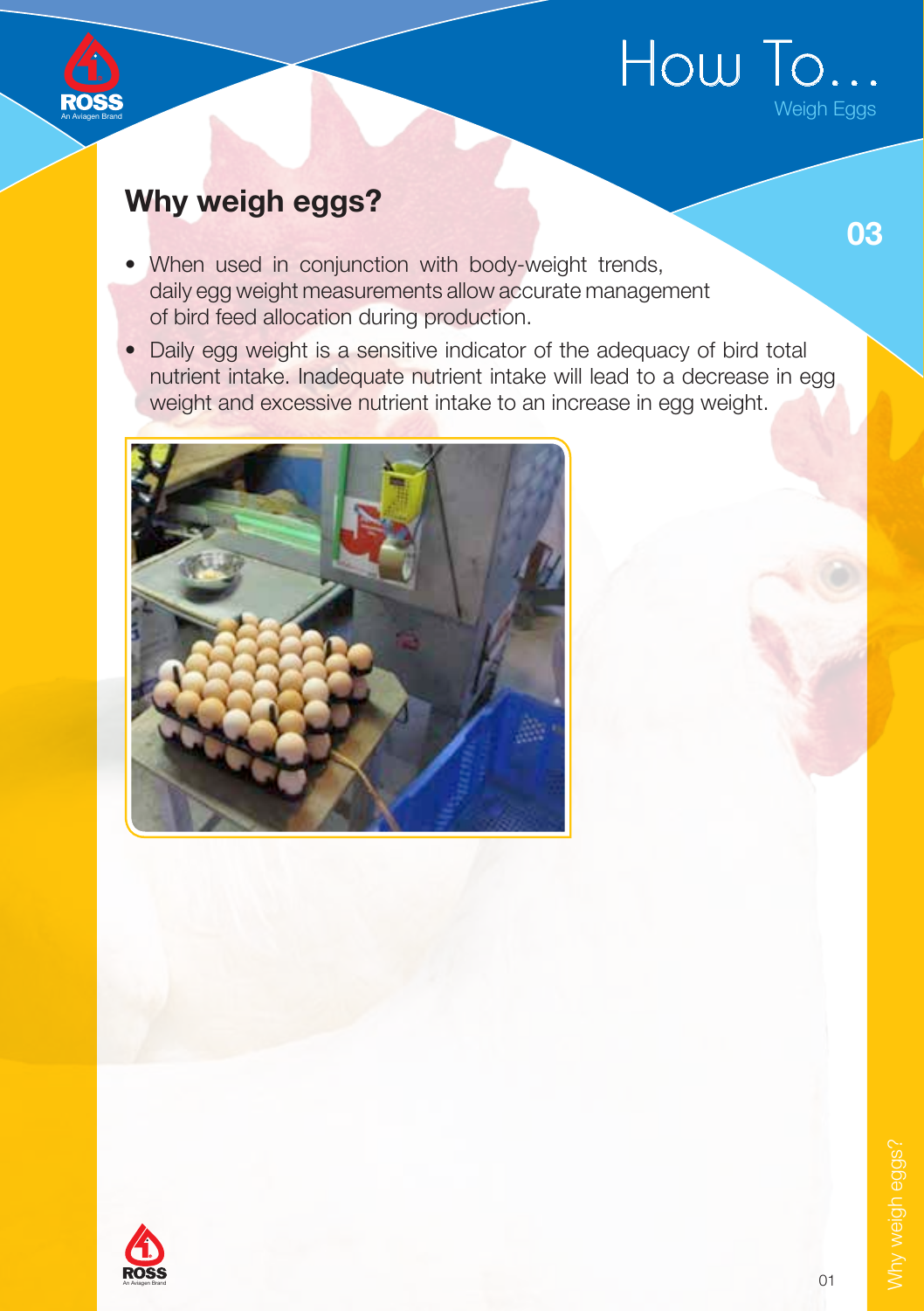# How To... Weigh Eggs

## Why weigh eggs?

- When used in conjunction with body-weight trends, daily egg weight measurements allow accurate management of bird feed allocation during production.
- Daily egg weight is a sensitive indicator of the adequacy of bird total nutrient intake. Inadequate nutrient intake will lead to a decrease in egg weight and excessive nutrient intake to an increase in egg weight.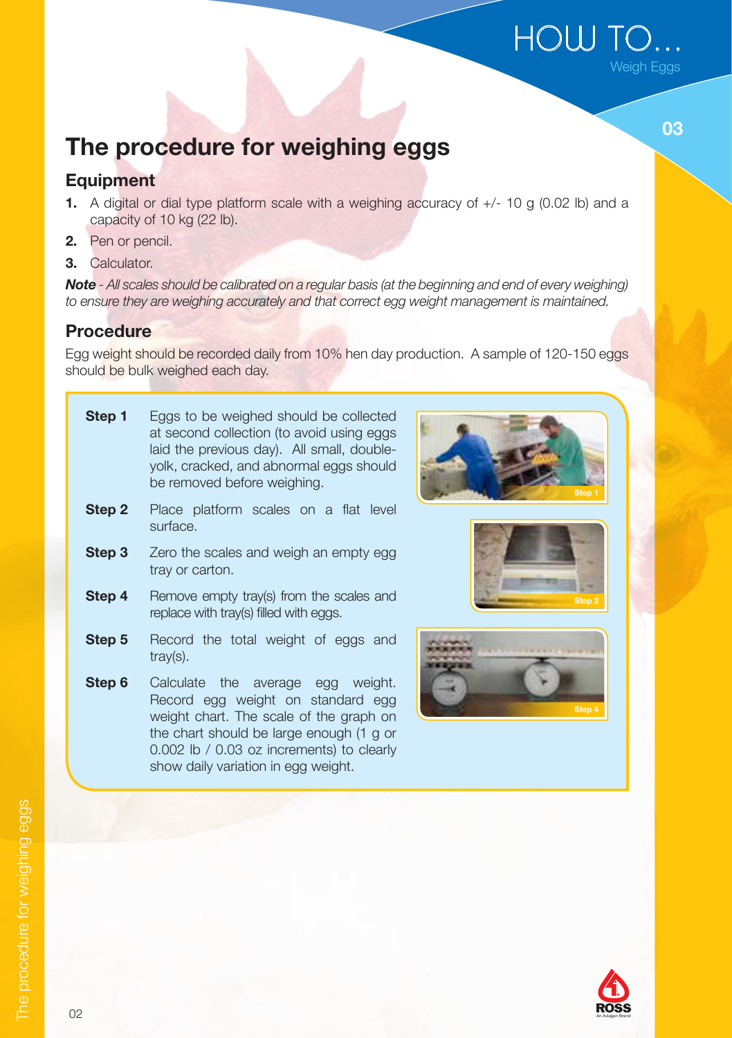# The procedure for weighing eggs

## Equipment

1. A digital or dial type platform scale with a weighing accuracy of +/- 10 g (0.02 lb) and a capacity of 10 kg (22 lb).
2. Pen or pencil.
3. Calculator.

***Note** - All scales should be calibrated on a regular basis (at the beginning and end of every weighing) to ensure they are weighing accurately and that correct egg weight management is maintained.*

## Procedure

Egg weight should be recorded daily from 10% hen day production. A sample of 120-150 eggs should be bulk weighed each day.

**Step 1** Eggs to be weighed should be collected at second collection (to avoid using eggs laid the previous day). All small, double-yolk, cracked, and abnormal eggs should be removed before weighing.

**Step 2** Place platform scales on a flat level surface.

**Step 3** Zero the scales and weigh an empty egg tray or carton.

**Step 4** Remove empty tray(s) from the scales and replace with tray(s) filled with eggs.

**Step 5** Record the total weight of eggs and tray(s).

**Step 6** Calculate the average egg weight. Record egg weight on standard egg weight chart. The scale of the graph on the chart should be large enough (1 g or 0.002 lb / 0.03 oz increments) to clearly show daily variation in egg weight.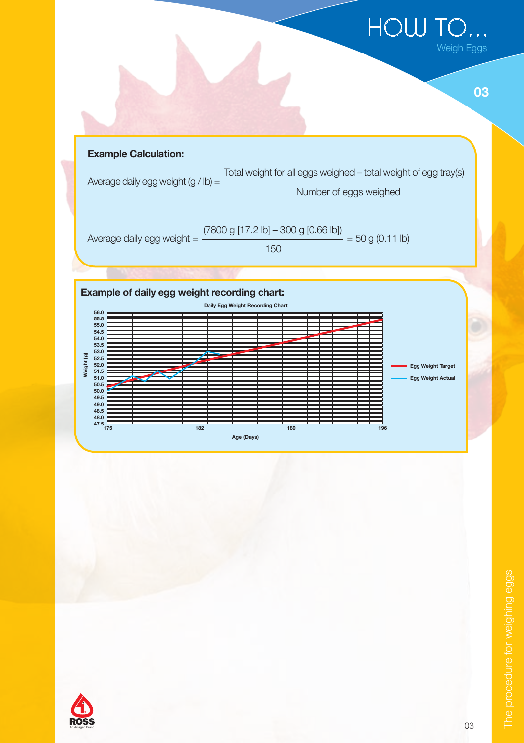## Example Calculation:

$$\text{Average daily egg weight (g / lb)} = \frac{\text{Total weight for all eggs weighed – total weight of egg tray(s)}}{\text{Number of eggs weighed}}$$

$$\text{Average daily egg weight} = \frac{(7800 \text{ g [17.2 lb]} - 300 \text{ g [0.66 lb]})}{150} = 50 \text{ g (0.11 lb)}$$

## Example of daily egg weight recording chart:

Daily Egg Weight Recording Chart

Weight (g): 47.5, 48.0, 48.5, 49.0, 49.5, 50.0, 50.5, 51.0, 51.5, 52.0, 52.5, 53.0, 53.5, 54.0, 54.5, 55.0, 55.5, 56.0

Age (Days): 175, 182, 189, 196

- Egg Weight Target
- Egg Weight Actual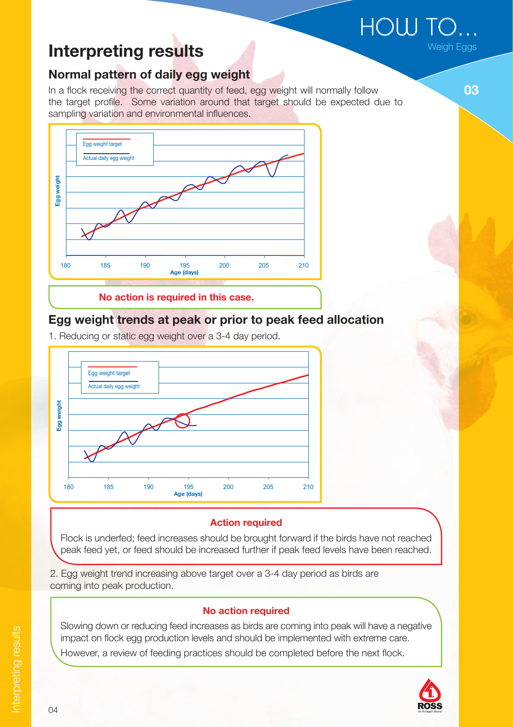# Interpreting results

## Normal pattern of daily egg weight

In a flock receiving the correct quantity of feed, egg weight will normally follow the target profile. Some variation around that target should be expected due to sampling variation and environmental influences.

Egg weight target
Actual daily egg weight

Egg weight

180 185 190 195 200 205 210
Age (days)

**No action is required in this case.**

## Egg weight trends at peak or prior to peak feed allocation

1. Reducing or static egg weight over a 3-4 day period.

Egg weight target
Actual daily egg weight

Egg weight

180 185 190 195 200 205 210
Age (days)

**Action required**

Flock is underfed; feed increases should be brought forward if the birds have not reached peak feed yet, or feed should be increased further if peak feed levels have been reached.

2. Egg weight trend increasing above target over a 3-4 day period as birds are coming into peak production.

**No action required**

Slowing down or reducing feed increases as birds are coming into peak will have a negative impact on flock egg production levels and should be implemented with extreme care.

However, a review of feeding practices should be completed before the next flock.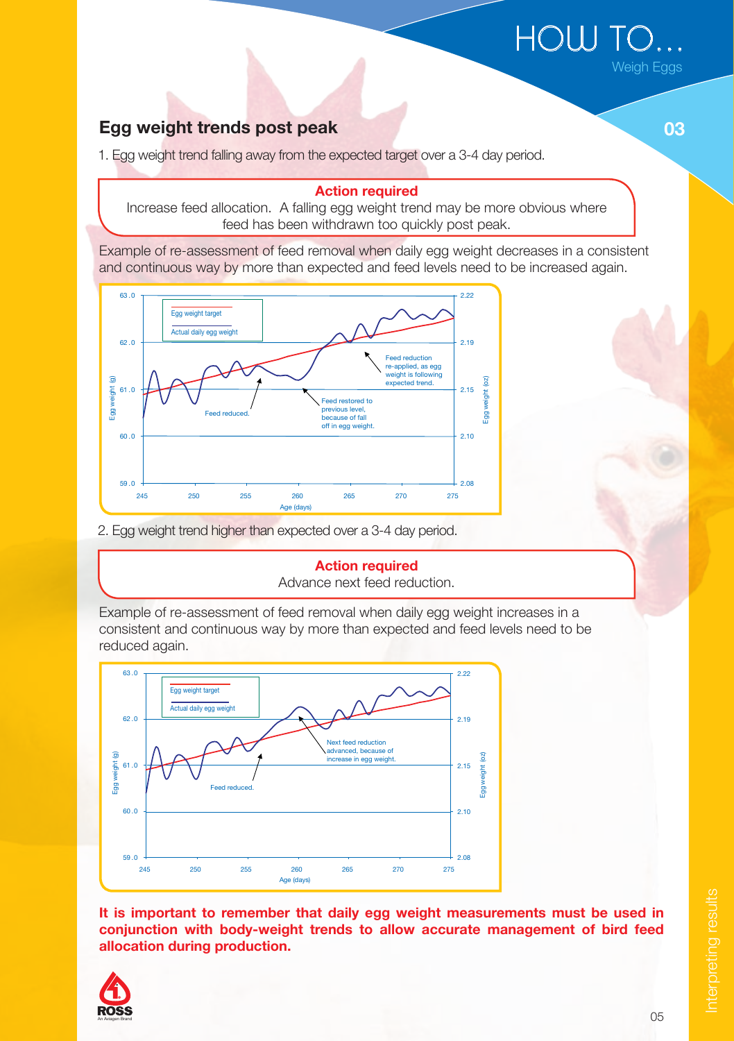## Egg weight trends post peak

1. Egg weight trend falling away from the expected target over a 3-4 day period.

**Action required**

Increase feed allocation. A falling egg weight trend may be more obvious where feed has been withdrawn too quickly post peak.

Example of re-assessment of feed removal when daily egg weight decreases in a consistent and continuous way by more than expected and feed levels need to be increased again.

Egg weight target
Actual daily egg weight
Egg weight (g)
Egg weight (oz)
Age (days)
63.0
62.0
61.0
60.0
59.0
2.22
2.19
2.15
2.10
2.08
245 250 255 260 265 270 275
Feed reduced.
Feed restored to previous level, because of fall off in egg weight.
Feed reduction re-applied, as egg weight is following expected trend.

2. Egg weight trend higher than expected over a 3-4 day period.

**Action required**

Advance next feed reduction.

Example of re-assessment of feed removal when daily egg weight increases in a consistent and continuous way by more than expected and feed levels need to be reduced again.

Egg weight target
Actual daily egg weight
Egg weight (g)
Egg weight (oz)
Age (days)
63.0
62.0
61.0
60.0
59.0
2.22
2.19
2.15
2.10
2.08
245 250 255 260 265 270 275
Feed reduced.
Next feed reduction advanced, because of increase in egg weight.

**It is important to remember that daily egg weight measurements must be used in conjunction with body-weight trends to allow accurate management of bird feed allocation during production.**